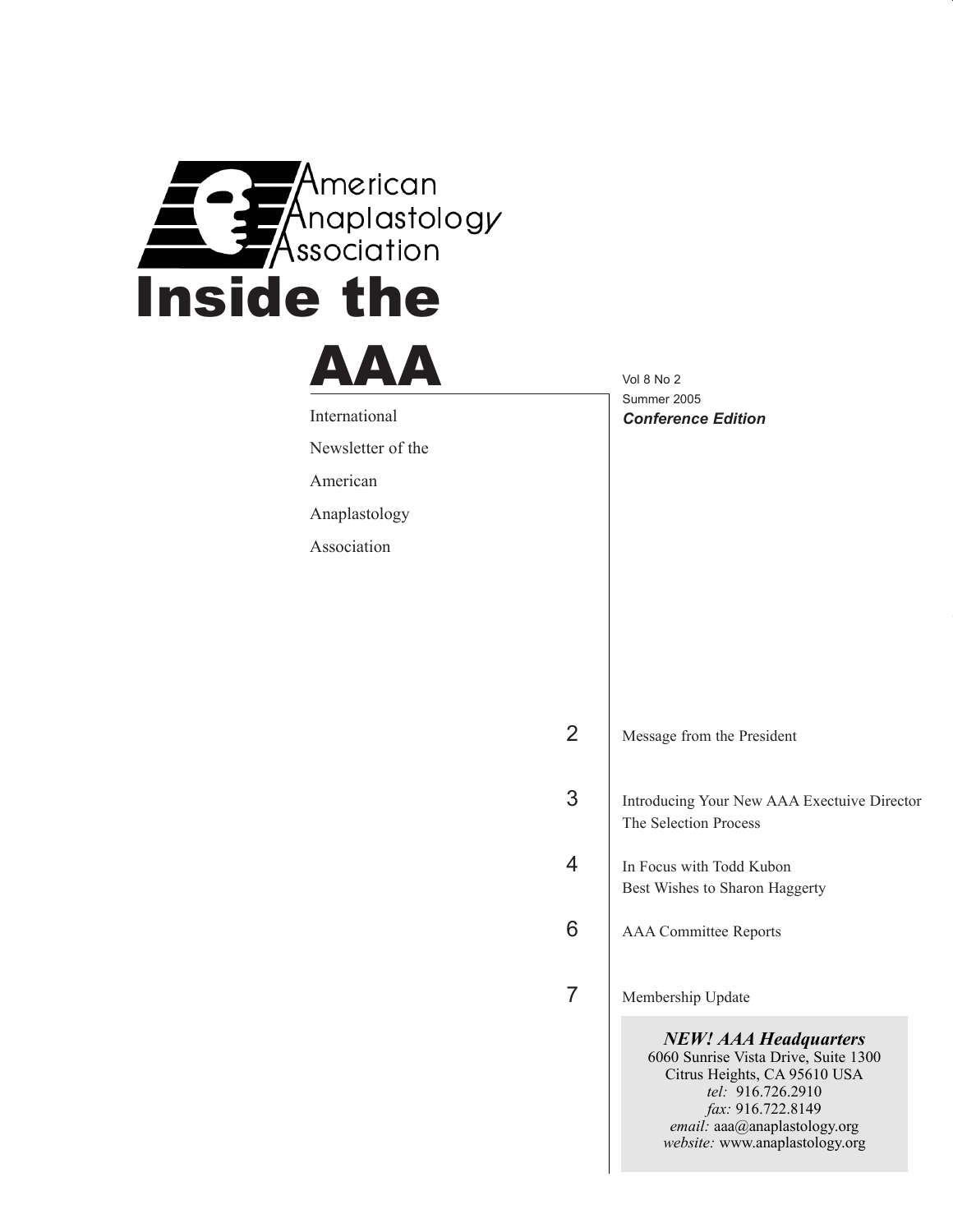American Anaplastology Association

# Inside the AAA

International Newsletter of the American Anaplastology Association

Vol 8 No 2
Summer 2005
***Conference Edition***

| | |
|---|---|
| 2 | Message from the President |
| 3 | Introducing Your New AAA Exectuive Director<br>The Selection Process |
| 4 | In Focus with Todd Kubon<br>Best Wishes to Sharon Haggerty |
| 6 | AAA Committee Reports |
| 7 | Membership Update |

***NEW! AAA Headquarters***
6060 Sunrise Vista Drive, Suite 1300
Citrus Heights, CA 95610 USA
*tel:* 916.726.2910
*fax:* 916.722.8149
*email:* aaa@anaplastology.org
*website:* www.anaplastology.org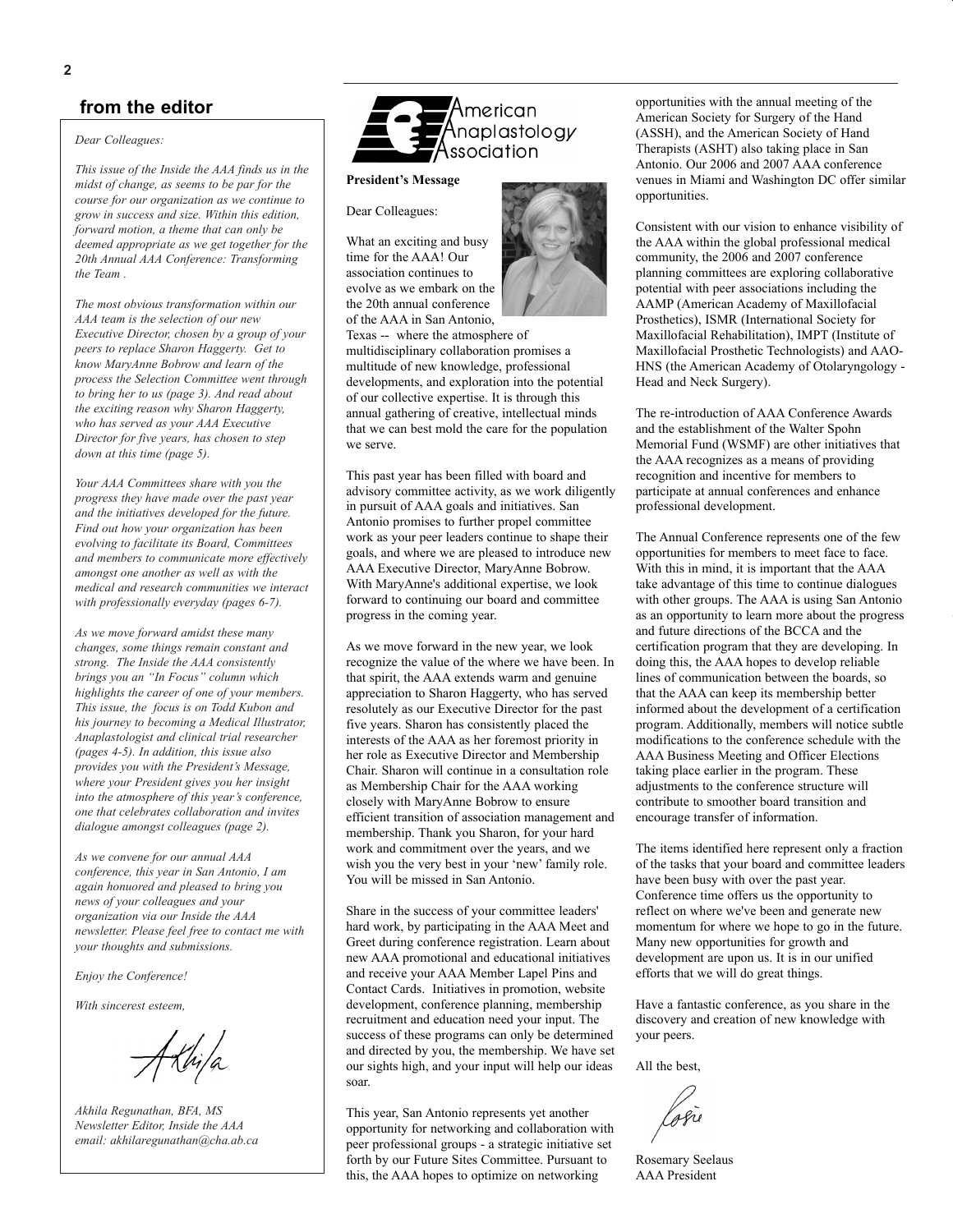## from the editor

*Dear Colleagues:*

*This issue of the Inside the AAA finds us in the midst of change, as seems to be par for the course for our organization as we continue to grow in success and size. Within this edition, forward motion, a theme that can only be deemed appropriate as we get together for the 20th Annual AAA Conference: Transforming the Team .*

*The most obvious transformation within our AAA team is the selection of our new Executive Director, chosen by a group of your peers to replace Sharon Haggerty. Get to know MaryAnne Bobrow and learn of the process the Selection Committee went through to bring her to us (page 3). And read about the exciting reason why Sharon Haggerty, who has served as your AAA Executive Director for five years, has chosen to step down at this time (page 5).*

*Your AAA Committees share with you the progress they have made over the past year and the initiatives developed for the future. Find out how your organization has been evolving to facilitate its Board, Committees and members to communicate more effectively amongst one another as well as with the medical and research communities we interact with professionally everyday (pages 6-7).*

*As we move forward amidst these many changes, some things remain constant and strong. The Inside the AAA consistently brings you an "In Focus" column which highlights the career of one of your members. This issue, the focus is on Todd Kubon and his journey to becoming a Medical Illustrator, Anaplastologist and clinical trial researcher (pages 4-5). In addition, this issue also provides you with the President's Message, where your President gives you her insight into the atmosphere of this year's conference, one that celebrates collaboration and invites dialogue amongst colleagues (page 2).*

*As we convene for our annual AAA conference, this year in San Antonio, I am again honoured and pleased to bring you news of your colleagues and your organization via our Inside the AAA newsletter. Please feel free to contact me with your thoughts and submissions.*

*Enjoy the Conference!*

*With sincerest esteem,*

*Akhila Regunathan, BFA, MS*
*Newsletter Editor, Inside the AAA*
*email: akhilaregunathan@cha.ab.ca*

American Anaplastology Association

**President's Message**

Dear Colleagues:

What an exciting and busy time for the AAA! Our association continues to evolve as we embark on the the 20th annual conference of the AAA in San Antonio, Texas -- where the atmosphere of multidisciplinary collaboration promises a multitude of new knowledge, professional developments, and exploration into the potential of our collective expertise. It is through this annual gathering of creative, intellectual minds that we can best mold the care for the population we serve.

This past year has been filled with board and advisory committee activity, as we work diligently in pursuit of AAA goals and initiatives. San Antonio promises to further propel committee work as your peer leaders continue to shape their goals, and where we are pleased to introduce new AAA Executive Director, MaryAnne Bobrow. With MaryAnne's additional expertise, we look forward to continuing our board and committee progress in the coming year.

As we move forward in the new year, we look recognize the value of the where we have been. In that spirit, the AAA extends warm and genuine appreciation to Sharon Haggerty, who has served resolutely as our Executive Director for the past five years. Sharon has consistently placed the interests of the AAA as her foremost priority in her role as Executive Director and Membership Chair. Sharon will continue in a consultation role as Membership Chair for the AAA working closely with MaryAnne Bobrow to ensure efficient transition of association management and membership. Thank you Sharon, for your hard work and commitment over the years, and we wish you the very best in your 'new' family role. You will be missed in San Antonio.

Share in the success of your committee leaders' hard work, by participating in the AAA Meet and Greet during conference registration. Learn about new AAA promotional and educational initiatives and receive your AAA Member Lapel Pins and Contact Cards. Initiatives in promotion, website development, conference planning, membership recruitment and education need your input. The success of these programs can only be determined and directed by you, the membership. We have set our sights high, and your input will help our ideas soar.

This year, San Antonio represents yet another opportunity for networking and collaboration with peer professional groups - a strategic initiative set forth by our Future Sites Committee. Pursuant to this, the AAA hopes to optimize on networking opportunities with the annual meeting of the American Society for Surgery of the Hand (ASSH), and the American Society of Hand Therapists (ASHT) also taking place in San Antonio. Our 2006 and 2007 AAA conference venues in Miami and Washington DC offer similar opportunities.

Consistent with our vision to enhance visibility of the AAA within the global professional medical community, the 2006 and 2007 conference planning committees are exploring collaborative potential with peer associations including the AAMP (American Academy of Maxillofacial Prosthetics), ISMR (International Society for Maxillofacial Rehabilitation), IMPT (Institute of Maxillofacial Prosthetic Technologists) and AAO-HNS (the American Academy of Otolaryngology - Head and Neck Surgery).

The re-introduction of AAA Conference Awards and the establishment of the Walter Spohn Memorial Fund (WSMF) are other initiatives that the AAA recognizes as a means of providing recognition and incentive for members to participate at annual conferences and enhance professional development.

The Annual Conference represents one of the few opportunities for members to meet face to face. With this in mind, it is important that the AAA take advantage of this time to continue dialogues with other groups. The AAA is using San Antonio as an opportunity to learn more about the progress and future directions of the BCCA and the certification program that they are developing. In doing this, the AAA hopes to develop reliable lines of communication between the boards, so that the AAA can keep its membership better informed about the development of a certification program. Additionally, members will notice subtle modifications to the conference schedule with the AAA Business Meeting and Officer Elections taking place earlier in the program. These adjustments to the conference structure will contribute to smoother board transition and encourage transfer of information.

The items identified here represent only a fraction of the tasks that your board and committee leaders have been busy with over the past year. Conference time offers us the opportunity to reflect on where we've been and generate new momentum for where we hope to go in the future. Many new opportunities for growth and development are upon us. It is in our unified efforts that we will do great things.

Have a fantastic conference, as you share in the discovery and creation of new knowledge with your peers.

All the best,

Rosemary Seelaus
AAA President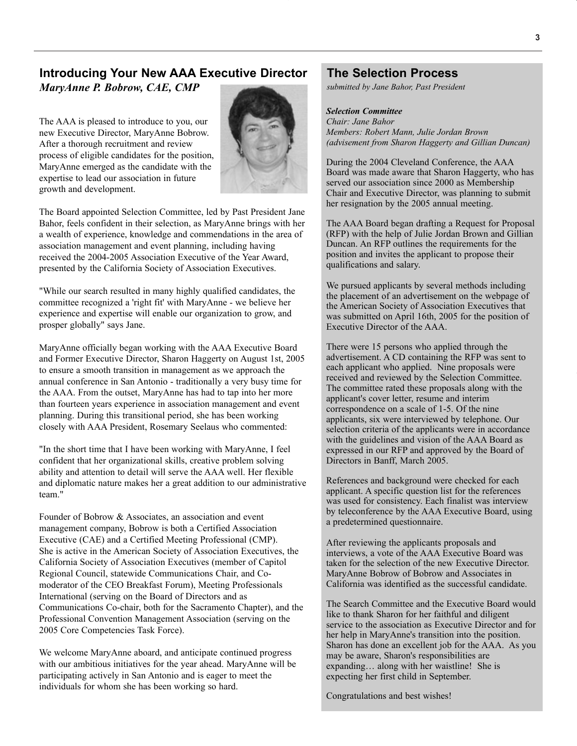## Introducing Your New AAA Executive Director

*MaryAnne P. Bobrow, CAE, CMP*

The AAA is pleased to introduce to you, our new Executive Director, MaryAnne Bobrow. After a thorough recruitment and review process of eligible candidates for the position, MaryAnne emerged as the candidate with the expertise to lead our association in future growth and development.

The Board appointed Selection Committee, led by Past President Jane Bahor, feels confident in their selection, as MaryAnne brings with her a wealth of experience, knowledge and commendations in the area of association management and event planning, including having received the 2004-2005 Association Executive of the Year Award, presented by the California Society of Association Executives.

"While our search resulted in many highly qualified candidates, the committee recognized a 'right fit' with MaryAnne - we believe her experience and expertise will enable our organization to grow, and prosper globally" says Jane.

MaryAnne officially began working with the AAA Executive Board and Former Executive Director, Sharon Haggerty on August 1st, 2005 to ensure a smooth transition in management as we approach the annual conference in San Antonio - traditionally a very busy time for the AAA. From the outset, MaryAnne has had to tap into her more than fourteen years experience in association management and event planning. During this transitional period, she has been working closely with AAA President, Rosemary Seelaus who commented:

"In the short time that I have been working with MaryAnne, I feel confident that her organizational skills, creative problem solving ability and attention to detail will serve the AAA well. Her flexible and diplomatic nature makes her a great addition to our administrative team."

Founder of Bobrow & Associates, an association and event management company, Bobrow is both a Certified Association Executive (CAE) and a Certified Meeting Professional (CMP). She is active in the American Society of Association Executives, the California Society of Association Executives (member of Capitol Regional Council, statewide Communications Chair, and Co-moderator of the CEO Breakfast Forum), Meeting Professionals International (serving on the Board of Directors and as Communications Co-chair, both for the Sacramento Chapter), and the Professional Convention Management Association (serving on the 2005 Core Competencies Task Force).

We welcome MaryAnne aboard, and anticipate continued progress with our ambitious initiatives for the year ahead. MaryAnne will be participating actively in San Antonio and is eager to meet the individuals for whom she has been working so hard.

## The Selection Process

*submitted by Jane Bahor, Past President*

***Selection Committee***
*Chair: Jane Bahor*
*Members: Robert Mann, Julie Jordan Brown (advisement from Sharon Haggerty and Gillian Duncan)*

During the 2004 Cleveland Conference, the AAA Board was made aware that Sharon Haggerty, who has served our association since 2000 as Membership Chair and Executive Director, was planning to submit her resignation by the 2005 annual meeting.

The AAA Board began drafting a Request for Proposal (RFP) with the help of Julie Jordan Brown and Gillian Duncan. An RFP outlines the requirements for the position and invites the applicant to propose their qualifications and salary.

We pursued applicants by several methods including the placement of an advertisement on the webpage of the American Society of Association Executives that was submitted on April 16th, 2005 for the position of Executive Director of the AAA.

There were 15 persons who applied through the advertisement. A CD containing the RFP was sent to each applicant who applied. Nine proposals were received and reviewed by the Selection Committee. The committee rated these proposals along with the applicant's cover letter, resume and interim correspondence on a scale of 1-5. Of the nine applicants, six were interviewed by telephone. Our selection criteria of the applicants were in accordance with the guidelines and vision of the AAA Board as expressed in our RFP and approved by the Board of Directors in Banff, March 2005.

References and background were checked for each applicant. A specific question list for the references was used for consistency. Each finalist was interview by teleconference by the AAA Executive Board, using a predetermined questionnaire.

After reviewing the applicants proposals and interviews, a vote of the AAA Executive Board was taken for the selection of the new Executive Director. MaryAnne Bobrow of Bobrow and Associates in California was identified as the successful candidate.

The Search Committee and the Executive Board would like to thank Sharon for her faithful and diligent service to the association as Executive Director and for her help in MaryAnne's transition into the position. Sharon has done an excellent job for the AAA. As you may be aware, Sharon's responsibilities are expanding… along with her waistline! She is expecting her first child in September.

Congratulations and best wishes!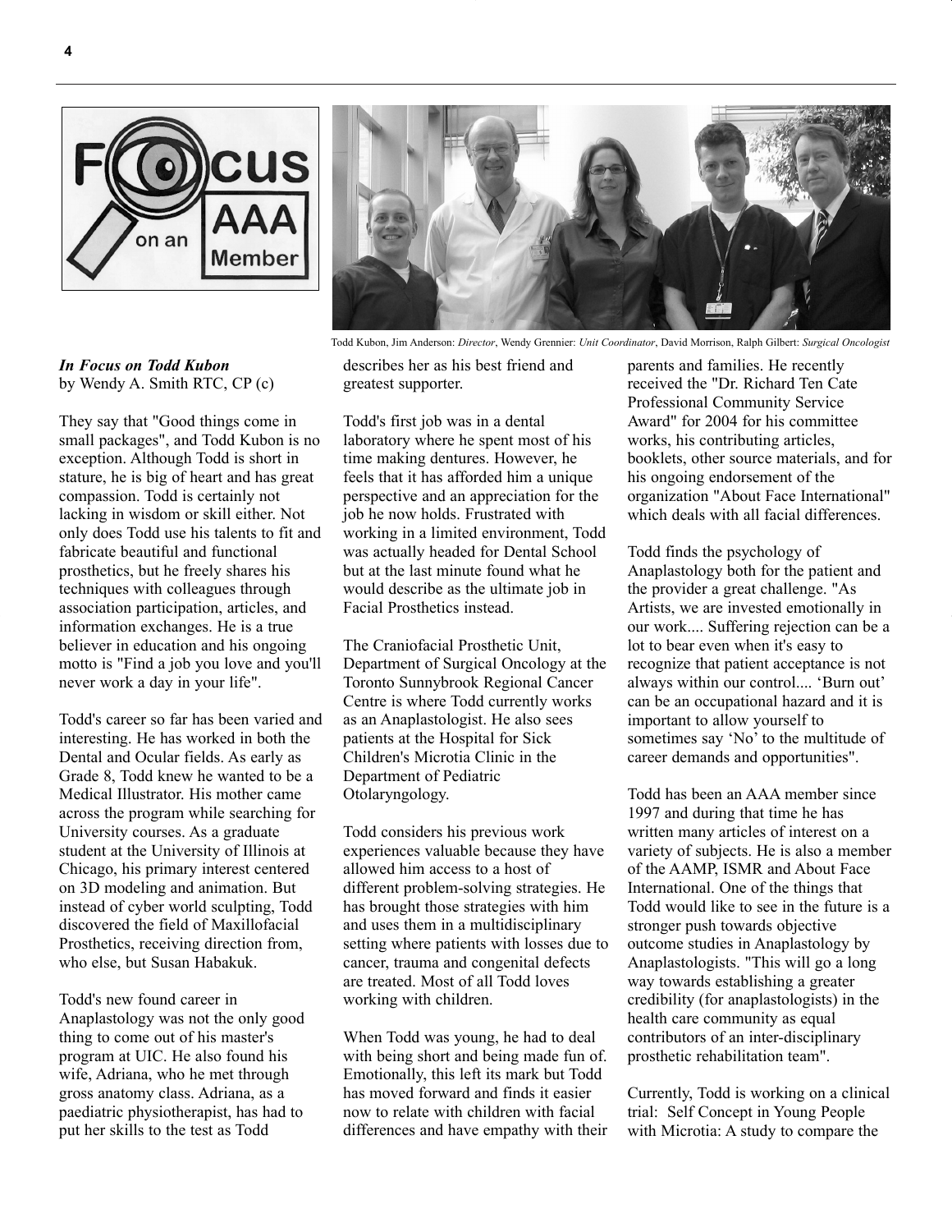Todd Kubon, Jim Anderson: *Director*, Wendy Grennier: *Unit Coordinator*, David Morrison, Ralph Gilbert: *Surgical Oncologist*

***In Focus on Todd Kubon***
by Wendy A. Smith RTC, CP (c)

They say that "Good things come in small packages", and Todd Kubon is no exception. Although Todd is short in stature, he is big of heart and has great compassion. Todd is certainly not lacking in wisdom or skill either. Not only does Todd use his talents to fit and fabricate beautiful and functional prosthetics, but he freely shares his techniques with colleagues through association participation, articles, and information exchanges. He is a true believer in education and his ongoing motto is "Find a job you love and you'll never work a day in your life".

Todd's career so far has been varied and interesting. He has worked in both the Dental and Ocular fields. As early as Grade 8, Todd knew he wanted to be a Medical Illustrator. His mother came across the program while searching for University courses. As a graduate student at the University of Illinois at Chicago, his primary interest centered on 3D modeling and animation. But instead of cyber world sculpting, Todd discovered the field of Maxillofacial Prosthetics, receiving direction from, who else, but Susan Habakuk.

Todd's new found career in Anaplastology was not the only good thing to come out of his master's program at UIC. He also found his wife, Adriana, who he met through gross anatomy class. Adriana, as a paediatric physiotherapist, has had to put her skills to the test as Todd describes her as his best friend and greatest supporter.

Todd's first job was in a dental laboratory where he spent most of his time making dentures. However, he feels that it has afforded him a unique perspective and an appreciation for the job he now holds. Frustrated with working in a limited environment, Todd was actually headed for Dental School but at the last minute found what he would describe as the ultimate job in Facial Prosthetics instead.

The Craniofacial Prosthetic Unit, Department of Surgical Oncology at the Toronto Sunnybrook Regional Cancer Centre is where Todd currently works as an Anaplastologist. He also sees patients at the Hospital for Sick Children's Microtia Clinic in the Department of Pediatric Otolaryngology.

Todd considers his previous work experiences valuable because they have allowed him access to a host of different problem-solving strategies. He has brought those strategies with him and uses them in a multidisciplinary setting where patients with losses due to cancer, trauma and congenital defects are treated. Most of all Todd loves working with children.

When Todd was young, he had to deal with being short and being made fun of. Emotionally, this left its mark but Todd has moved forward and finds it easier now to relate with children with facial differences and have empathy with their parents and families. He recently received the "Dr. Richard Ten Cate Professional Community Service Award" for 2004 for his committee works, his contributing articles, booklets, other source materials, and for his ongoing endorsement of the organization "About Face International" which deals with all facial differences.

Todd finds the psychology of Anaplastology both for the patient and the provider a great challenge. "As Artists, we are invested emotionally in our work.... Suffering rejection can be a lot to bear even when it's easy to recognize that patient acceptance is not always within our control.... 'Burn out' can be an occupational hazard and it is important to allow yourself to sometimes say 'No' to the multitude of career demands and opportunities".

Todd has been an AAA member since 1997 and during that time he has written many articles of interest on a variety of subjects. He is also a member of the AAMP, ISMR and About Face International. One of the things that Todd would like to see in the future is a stronger push towards objective outcome studies in Anaplastology by Anaplastologists. "This will go a long way towards establishing a greater credibility (for anaplastologists) in the health care community as equal contributors of an inter-disciplinary prosthetic rehabilitation team".

Currently, Todd is working on a clinical trial: Self Concept in Young People with Microtia: A study to compare the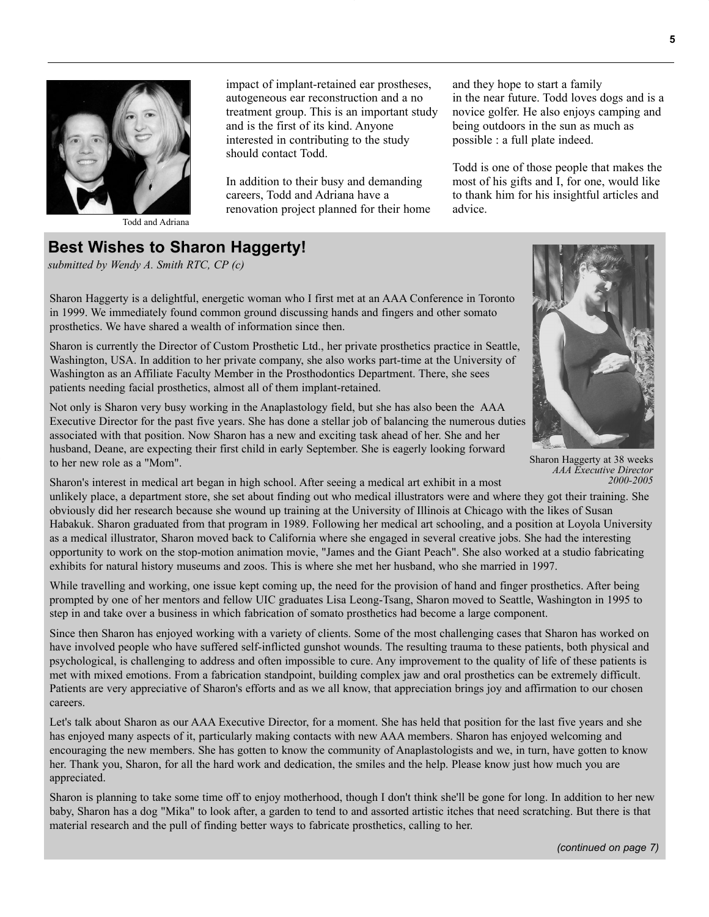Todd and Adriana

impact of implant-retained ear prostheses, autogeneous ear reconstruction and a no treatment group. This is an important study and is the first of its kind. Anyone interested in contributing to the study should contact Todd.

In addition to their busy and demanding careers, Todd and Adriana have a renovation project planned for their home and they hope to start a family in the near future. Todd loves dogs and is a novice golfer. He also enjoys camping and being outdoors in the sun as much as possible : a full plate indeed.

Todd is one of those people that makes the most of his gifts and I, for one, would like to thank him for his insightful articles and advice.

## Best Wishes to Sharon Haggerty!

*submitted by Wendy A. Smith RTC, CP (c)*

Sharon Haggerty is a delightful, energetic woman who I first met at an AAA Conference in Toronto in 1999. We immediately found common ground discussing hands and fingers and other somato prosthetics. We have shared a wealth of information since then.

Sharon is currently the Director of Custom Prosthetic Ltd., her private prosthetics practice in Seattle, Washington, USA. In addition to her private company, she also works part-time at the University of Washington as an Affiliate Faculty Member in the Prosthodontics Department. There, she sees patients needing facial prosthetics, almost all of them implant-retained.

Not only is Sharon very busy working in the Anaplastology field, but she has also been the AAA Executive Director for the past five years. She has done a stellar job of balancing the numerous duties associated with that position. Now Sharon has a new and exciting task ahead of her. She and her husband, Deane, are expecting their first child in early September. She is eagerly looking forward to her new role as a "Mom".

Sharon Haggerty at 38 weeks
*AAA Executive Director 2000-2005*

Sharon's interest in medical art began in high school. After seeing a medical art exhibit in a most unlikely place, a department store, she set about finding out who medical illustrators were and where they got their training. She obviously did her research because she wound up training at the University of Illinois at Chicago with the likes of Susan Habakuk. Sharon graduated from that program in 1989. Following her medical art schooling, and a position at Loyola University as a medical illustrator, Sharon moved back to California where she engaged in several creative jobs. She had the interesting opportunity to work on the stop-motion animation movie, "James and the Giant Peach". She also worked at a studio fabricating exhibits for natural history museums and zoos. This is where she met her husband, who she married in 1997.

While travelling and working, one issue kept coming up, the need for the provision of hand and finger prosthetics. After being prompted by one of her mentors and fellow UIC graduates Lisa Leong-Tsang, Sharon moved to Seattle, Washington in 1995 to step in and take over a business in which fabrication of somato prosthetics had become a large component.

Since then Sharon has enjoyed working with a variety of clients. Some of the most challenging cases that Sharon has worked on have involved people who have suffered self-inflicted gunshot wounds. The resulting trauma to these patients, both physical and psychological, is challenging to address and often impossible to cure. Any improvement to the quality of life of these patients is met with mixed emotions. From a fabrication standpoint, building complex jaw and oral prosthetics can be extremely difficult. Patients are very appreciative of Sharon's efforts and as we all know, that appreciation brings joy and affirmation to our chosen careers.

Let's talk about Sharon as our AAA Executive Director, for a moment. She has held that position for the last five years and she has enjoyed many aspects of it, particularly making contacts with new AAA members. Sharon has enjoyed welcoming and encouraging the new members. She has gotten to know the community of Anaplastologists and we, in turn, have gotten to know her. Thank you, Sharon, for all the hard work and dedication, the smiles and the help. Please know just how much you are appreciated.

Sharon is planning to take some time off to enjoy motherhood, though I don't think she'll be gone for long. In addition to her new baby, Sharon has a dog "Mika" to look after, a garden to tend to and assorted artistic itches that need scratching. But there is that material research and the pull of finding better ways to fabricate prosthetics, calling to her.

*(continued on page 7)*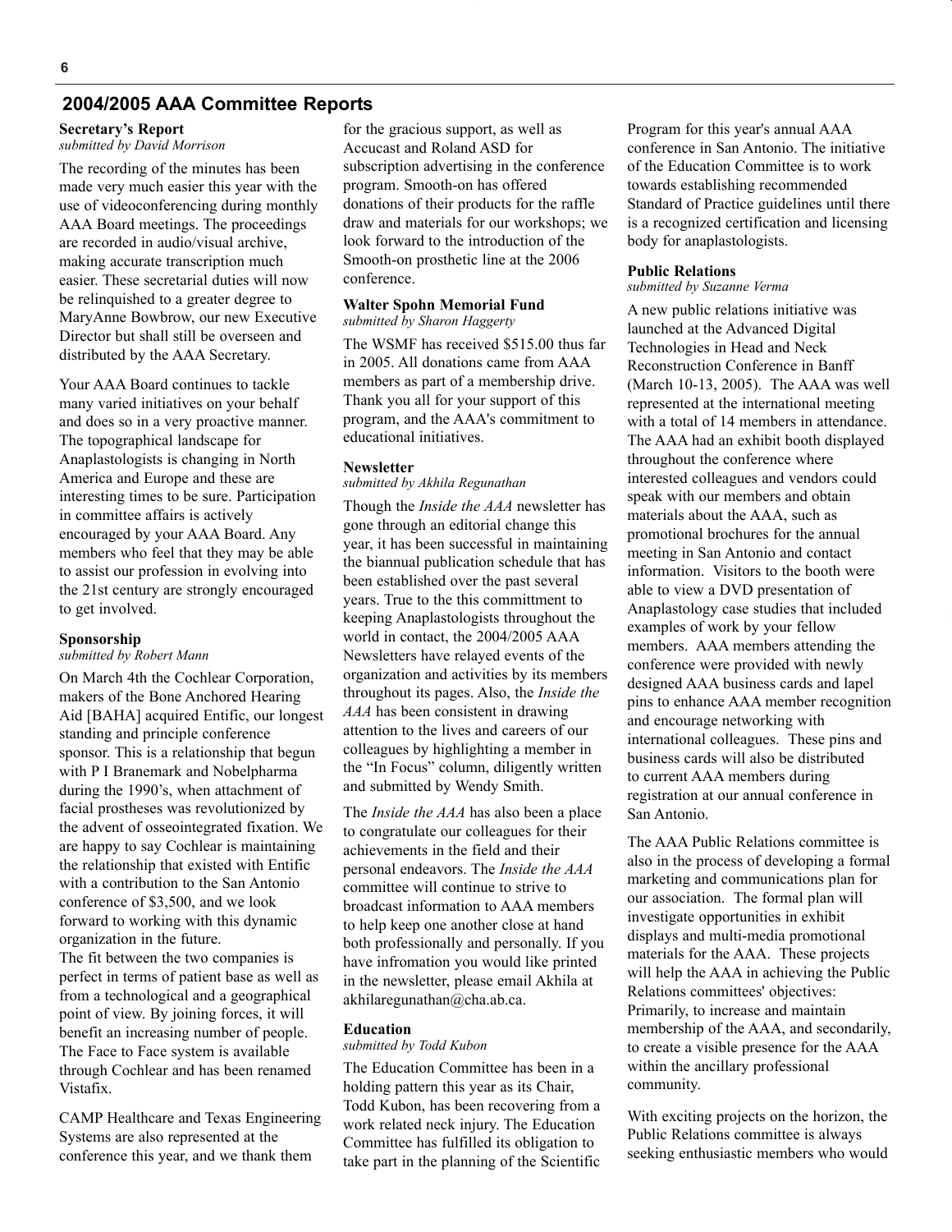## 2004/2005 AAA Committee Reports

### Secretary's Report

*submitted by David Morrison*

The recording of the minutes has been made very much easier this year with the use of videoconferencing during monthly AAA Board meetings. The proceedings are recorded in audio/visual archive, making accurate transcription much easier. These secretarial duties will now be relinquished to a greater degree to MaryAnne Bowbrow, our new Executive Director but shall still be overseen and distributed by the AAA Secretary.

Your AAA Board continues to tackle many varied initiatives on your behalf and does so in a very proactive manner. The topographical landscape for Anaplastologists is changing in North America and Europe and these are interesting times to be sure. Participation in committee affairs is actively encouraged by your AAA Board. Any members who feel that they may be able to assist our profession in evolving into the 21st century are strongly encouraged to get involved.

### Sponsorship

*submitted by Robert Mann*

On March 4th the Cochlear Corporation, makers of the Bone Anchored Hearing Aid [BAHA] acquired Entific, our longest standing and principle conference sponsor. This is a relationship that begun with P I Branemark and Nobelpharma during the 1990's, when attachment of facial prostheses was revolutionized by the advent of osseointegrated fixation. We are happy to say Cochlear is maintaining the relationship that existed with Entific with a contribution to the San Antonio conference of $3,500, and we look forward to working with this dynamic organization in the future.
The fit between the two companies is perfect in terms of patient base as well as from a technological and a geographical point of view. By joining forces, it will benefit an increasing number of people. The Face to Face system is available through Cochlear and has been renamed Vistafix.

CAMP Healthcare and Texas Engineering Systems are also represented at the conference this year, and we thank them for the gracious support, as well as Accucast and Roland ASD for subscription advertising in the conference program. Smooth-on has offered donations of their products for the raffle draw and materials for our workshops; we look forward to the introduction of the Smooth-on prosthetic line at the 2006 conference.

### Walter Spohn Memorial Fund

*submitted by Sharon Haggerty*

The WSMF has received $515.00 thus far in 2005. All donations came from AAA members as part of a membership drive. Thank you all for your support of this program, and the AAA's commitment to educational initiatives.

### Newsletter

*submitted by Akhila Regunathan*

Though the *Inside the AAA* newsletter has gone through an editorial change this year, it has been successful in maintaining the biannual publication schedule that has been established over the past several years. True to the this committment to keeping Anaplastologists throughout the world in contact, the 2004/2005 AAA Newsletters have relayed events of the organization and activities by its members throughout its pages. Also, the *Inside the AAA* has been consistent in drawing attention to the lives and careers of our colleagues by highlighting a member in the "In Focus" column, diligently written and submitted by Wendy Smith.

The *Inside the AAA* has also been a place to congratulate our colleagues for their achievements in the field and their personal endeavors. The *Inside the AAA* committee will continue to strive to broadcast information to AAA members to help keep one another close at hand both professionally and personally. If you have infromation you would like printed in the newsletter, please email Akhila at akhilaregunathan@cha.ab.ca.

### Education

*submitted by Todd Kubon*

The Education Committee has been in a holding pattern this year as its Chair, Todd Kubon, has been recovering from a work related neck injury. The Education Committee has fulfilled its obligation to take part in the planning of the Scientific Program for this year's annual AAA conference in San Antonio. The initiative of the Education Committee is to work towards establishing recommended Standard of Practice guidelines until there is a recognized certification and licensing body for anaplastologists.

### Public Relations

*submitted by Suzanne Verma*

A new public relations initiative was launched at the Advanced Digital Technologies in Head and Neck Reconstruction Conference in Banff (March 10-13, 2005). The AAA was well represented at the international meeting with a total of 14 members in attendance. The AAA had an exhibit booth displayed throughout the conference where interested colleagues and vendors could speak with our members and obtain materials about the AAA, such as promotional brochures for the annual meeting in San Antonio and contact information. Visitors to the booth were able to view a DVD presentation of Anaplastology case studies that included examples of work by your fellow members. AAA members attending the conference were provided with newly designed AAA business cards and lapel pins to enhance AAA member recognition and encourage networking with international colleagues. These pins and business cards will also be distributed to current AAA members during registration at our annual conference in San Antonio.

The AAA Public Relations committee is also in the process of developing a formal marketing and communications plan for our association. The formal plan will investigate opportunities in exhibit displays and multi-media promotional materials for the AAA. These projects will help the AAA in achieving the Public Relations committees' objectives: Primarily, to increase and maintain membership of the AAA, and secondarily, to create a visible presence for the AAA within the ancillary professional community.

With exciting projects on the horizon, the Public Relations committee is always seeking enthusiastic members who would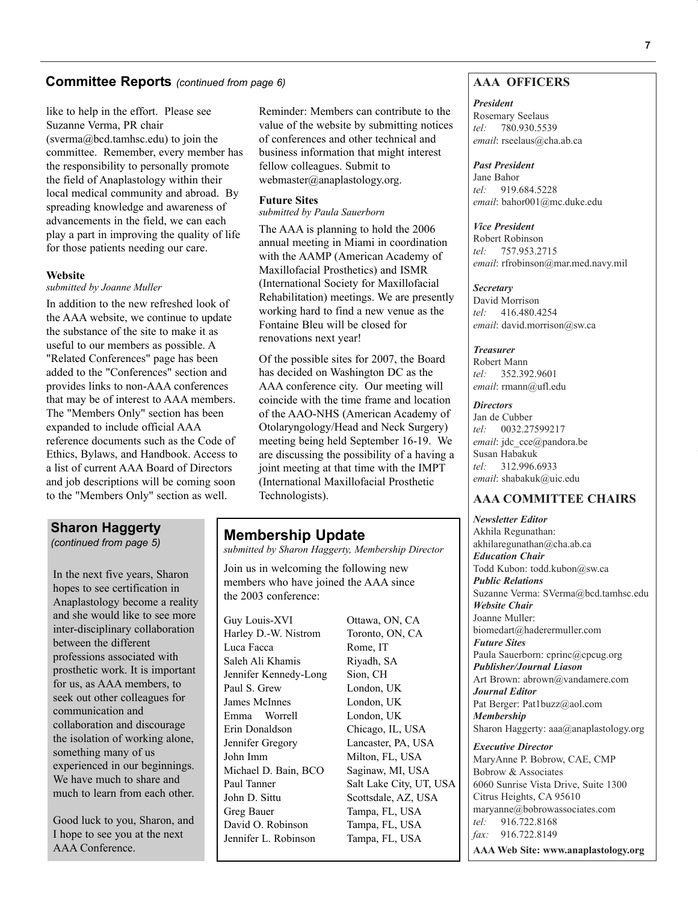## Committee Reports *(continued from page 6)*

like to help in the effort. Please see Suzanne Verma, PR chair (sverma@bcd.tamhsc.edu) to join the committee. Remember, every member has the responsibility to personally promote the field of Anaplastology within their local medical community and abroad. By spreading knowledge and awareness of advancements in the field, we can each play a part in improving the quality of life for those patients needing our care.

### Website

*submitted by Joanne Muller*

In addition to the new refreshed look of the AAA website, we continue to update the substance of the site to make it as useful to our members as possible. A "Related Conferences" page has been added to the "Conferences" section and provides links to non-AAA conferences that may be of interest to AAA members. The "Members Only" section has been expanded to include official AAA reference documents such as the Code of Ethics, Bylaws, and Handbook. Access to a list of current AAA Board of Directors and job descriptions will be coming soon to the "Members Only" section as well.

Reminder: Members can contribute to the value of the website by submitting notices of conferences and other technical and business information that might interest fellow colleagues. Submit to webmaster@anaplastology.org.

### Future Sites

*submitted by Paula Sauerborn*

The AAA is planning to hold the 2006 annual meeting in Miami in coordination with the AAMP (American Academy of Maxillofacial Prosthetics) and ISMR (International Society for Maxillofacial Rehabilitation) meetings. We are presently working hard to find a new venue as the Fontaine Bleu will be closed for renovations next year!

Of the possible sites for 2007, the Board has decided on Washington DC as the AAA conference city. Our meeting will coincide with the time frame and location of the AAO-NHS (American Academy of Otolaryngology/Head and Neck Surgery) meeting being held September 16-19. We are discussing the possibility of a having a joint meeting at that time with the IMPT (International Maxillofacial Prosthetic Technologists).

## Sharon Haggerty

*(continued from page 5)*

In the next five years, Sharon hopes to see certification in Anaplastology become a reality and she would like to see more inter-disciplinary collaboration between the different professions associated with prosthetic work. It is important for us, as AAA members, to seek out other colleagues for communication and collaboration and discourage the isolation of working alone, something many of us experienced in our beginnings. We have much to share and much to learn from each other.

Good luck to you, Sharon, and I hope to see you at the next AAA Conference.

## Membership Update

*submitted by Sharon Haggerty, Membership Director*

Join us in welcoming the following new members who have joined the AAA since the 2003 conference:

| Name | Location |
|---|---|
| Guy Louis-XVI | Ottawa, ON, CA |
| Harley D.-W. Nistrom | Toronto, ON, CA |
| Luca Facca | Rome, IT |
| Saleh Ali Khamis | Riyadh, SA |
| Jennifer Kennedy-Long | Sion, CH |
| Paul S. Grew | London, UK |
| James McInnes | London, UK |
| Emma Worrell | London, UK |
| Erin Donaldson | Chicago, IL, USA |
| Jennifer Gregory | Lancaster, PA, USA |
| John Imm | Milton, FL, USA |
| Michael D. Bain, BCO | Saginaw, MI, USA |
| Paul Tanner | Salt Lake City, UT, USA |
| John D. Sittu | Scottsdale, AZ, USA |
| Greg Bauer | Tampa, FL, USA |
| David O. Robinson | Tampa, FL, USA |
| Jennifer L. Robinson | Tampa, FL, USA |

## AAA OFFICERS

***President***
Rosemary Seelaus
*tel:* 780.930.5539
*email*: rseelaus@cha.ab.ca

***Past President***
Jane Bahor
*tel:* 919.684.5228
*email*: bahor001@mc.duke.edu

***Vice President***
Robert Robinson
*tel:* 757.953.2715
*email*: rfrobinson@mar.med.navy.mil

***Secretary***
David Morrison
*tel:* 416.480.4254
*email*: david.morrison@sw.ca

***Treasurer***
Robert Mann
*tel:* 352.392.9601
*email*: rmann@ufl.edu

***Directors***
Jan de Cubber
*tel:* 0032.27599217
*email*: jdc_cce@pandora.be
Susan Habakuk
*tel:* 312.996.6933
*email*: shabakuk@uic.edu

## AAA COMMITTEE CHAIRS

***Newsletter Editor***
Akhila Regunathan: akhilaregunathan@cha.ab.ca

***Education Chair***
Todd Kubon: todd.kubon@sw.ca

***Public Relations***
Suzanne Verma: SVerma@bcd.tamhsc.edu

***Website Chair***
Joanne Muller: biomedart@haderermuller.com

***Future Sites***
Paula Sauerborn: cprinc@cpcug.org

***Publisher/Journal Liason***
Art Brown: abrown@vandamere.com

***Journal Editor***
Pat Berger: Pat1buzz@aol.com

***Membership***
Sharon Haggerty: aaa@anaplastology.org

***Executive Director***
MaryAnne P. Bobrow, CAE, CMP
Bobrow & Associates
6060 Sunrise Vista Drive, Suite 1300
Citrus Heights, CA 95610
maryanne@bobrowassociates.com
*tel:* 916.722.8168
*fax:* 916.722.8149

**AAA Web Site: www.anaplastology.org**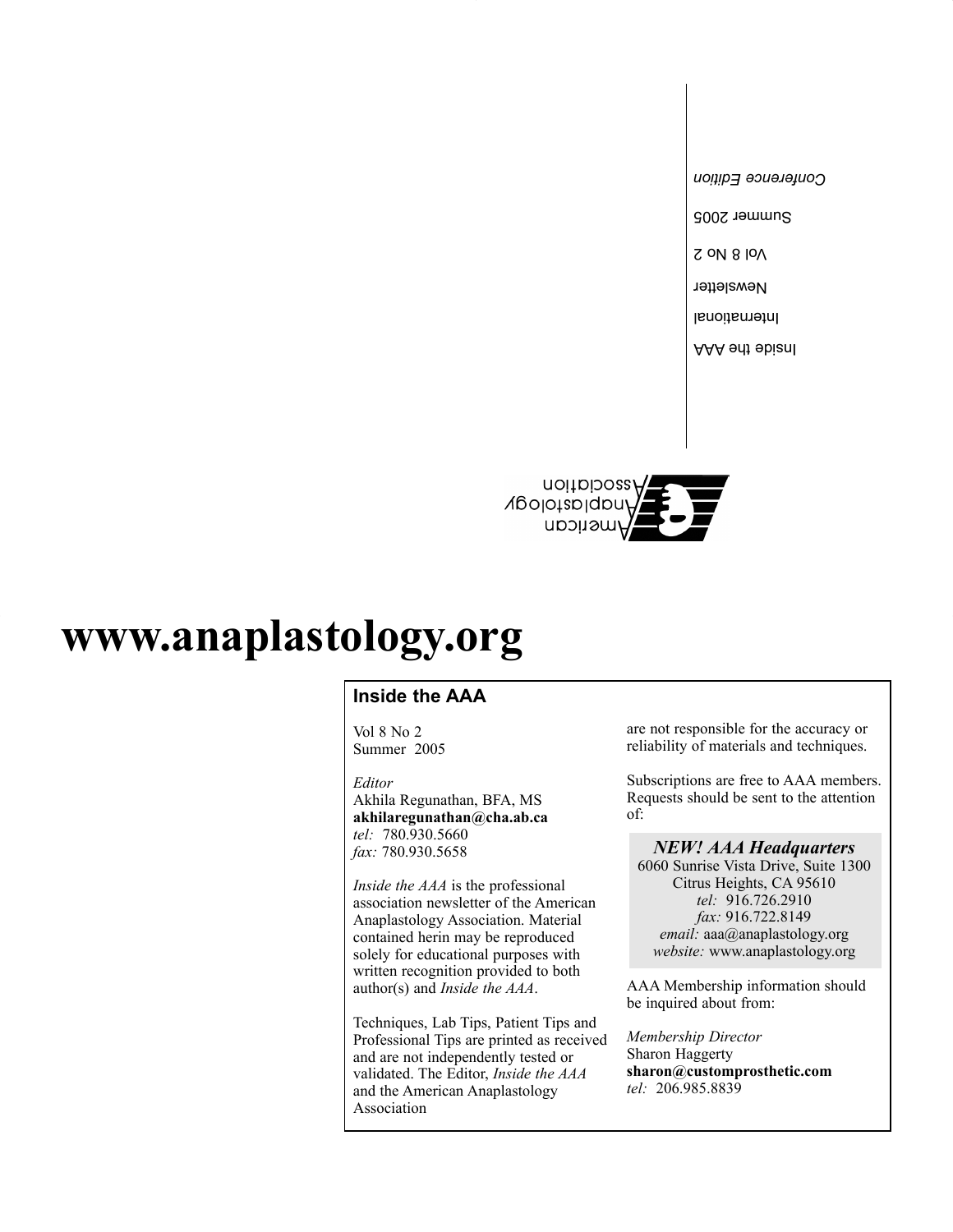Inside the AAA

International

Newsletter

Vol 8 No 2

Summer 2005

*Conference Edition*

American Anaplastology Association

# www.anaplastology.org

## Inside the AAA

Vol 8 No 2
Summer 2005

*Editor*
Akhila Regunathan, BFA, MS
**akhilaregunathan@cha.ab.ca**
*tel:* 780.930.5660
*fax:* 780.930.5658

*Inside the AAA* is the professional association newsletter of the American Anaplastology Association. Material contained herin may be reproduced solely for educational purposes with written recognition provided to both author(s) and *Inside the AAA*.

Techniques, Lab Tips, Patient Tips and Professional Tips are printed as received and are not independently tested or validated. The Editor, *Inside the AAA* and the American Anaplastology Association are not responsible for the accuracy or reliability of materials and techniques.

Subscriptions are free to AAA members. Requests should be sent to the attention of:

***NEW! AAA Headquarters***
6060 Sunrise Vista Drive, Suite 1300
Citrus Heights, CA 95610
*tel:* 916.726.2910
*fax:* 916.722.8149
*email:* aaa@anaplastology.org
*website:* www.anaplastology.org

AAA Membership information should be inquired about from:

*Membership Director*
Sharon Haggerty
**sharon@customprosthetic.com**
*tel:* 206.985.8839